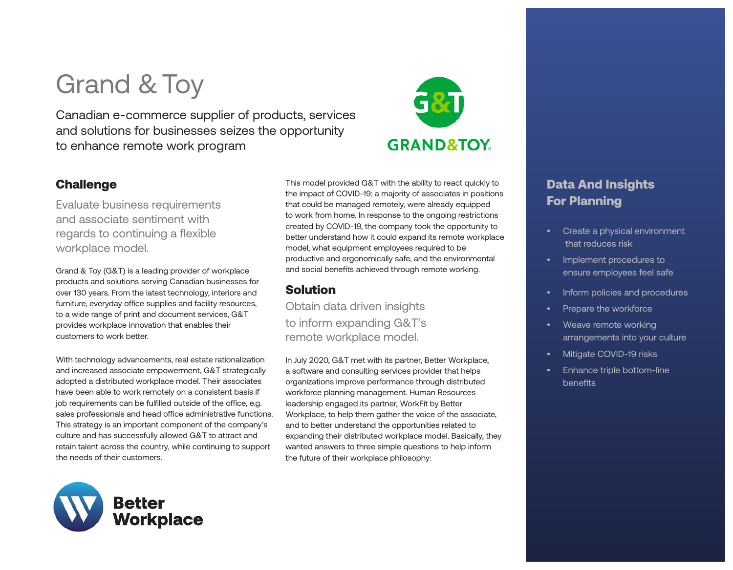# Grand & Toy

Canadian e-commerce supplier of products, services and solutions for businesses seizes the opportunity to enhance remote work program

## Challenge

Evaluate business requirements and associate sentiment with regards to continuing a flexible workplace model.

Grand & Toy (G&T) is a leading provider of workplace products and solutions serving Canadian businesses for over 130 years. From the latest technology, interiors and furniture, everyday office supplies and facility resources, to a wide range of print and document services, G&T provides workplace innovation that enables their customers to work better.

With technology advancements, real estate rationalization and increased associate empowerment, G&T strategically adopted a distributed workplace model. Their associates have been able to work remotely on a consistent basis if job requirements can be fulfilled outside of the office, e.g. sales professionals and head office administrative functions. This strategy is an important component of the company's culture and has successfully allowed G&T to attract and retain talent across the country, while continuing to support the needs of their customers.

This model provided G&T with the ability to react quickly to the impact of COVID-19; a majority of associates in positions that could be managed remotely, were already equipped to work from home. In response to the ongoing restrictions created by COVID-19, the company took the opportunity to better understand how it could expand its remote workplace model, what equipment employees required to be productive and ergonomically safe, and the environmental and social benefits achieved through remote working.

## Solution

Obtain data driven insights to inform expanding G&T's remote workplace model.

In July 2020, G&T met with its partner, Better Workplace, a software and consulting services provider that helps organizations improve performance through distributed workforce planning management. Human Resources leadership engaged its partner, WorkFit by Better Workplace, to help them gather the voice of the associate, and to better understand the opportunities related to expanding their distributed workplace model. Basically, they wanted answers to three simple questions to help inform the future of their workplace philosophy:

## Data And Insights For Planning

- Create a physical environment that reduces risk
- Implement procedures to ensure employees feel safe
- Inform policies and procedures
- Prepare the workforce
- Weave remote working arrangements into your culture
- Mitigate COVID-19 risks
- Enhance triple bottom-line benefits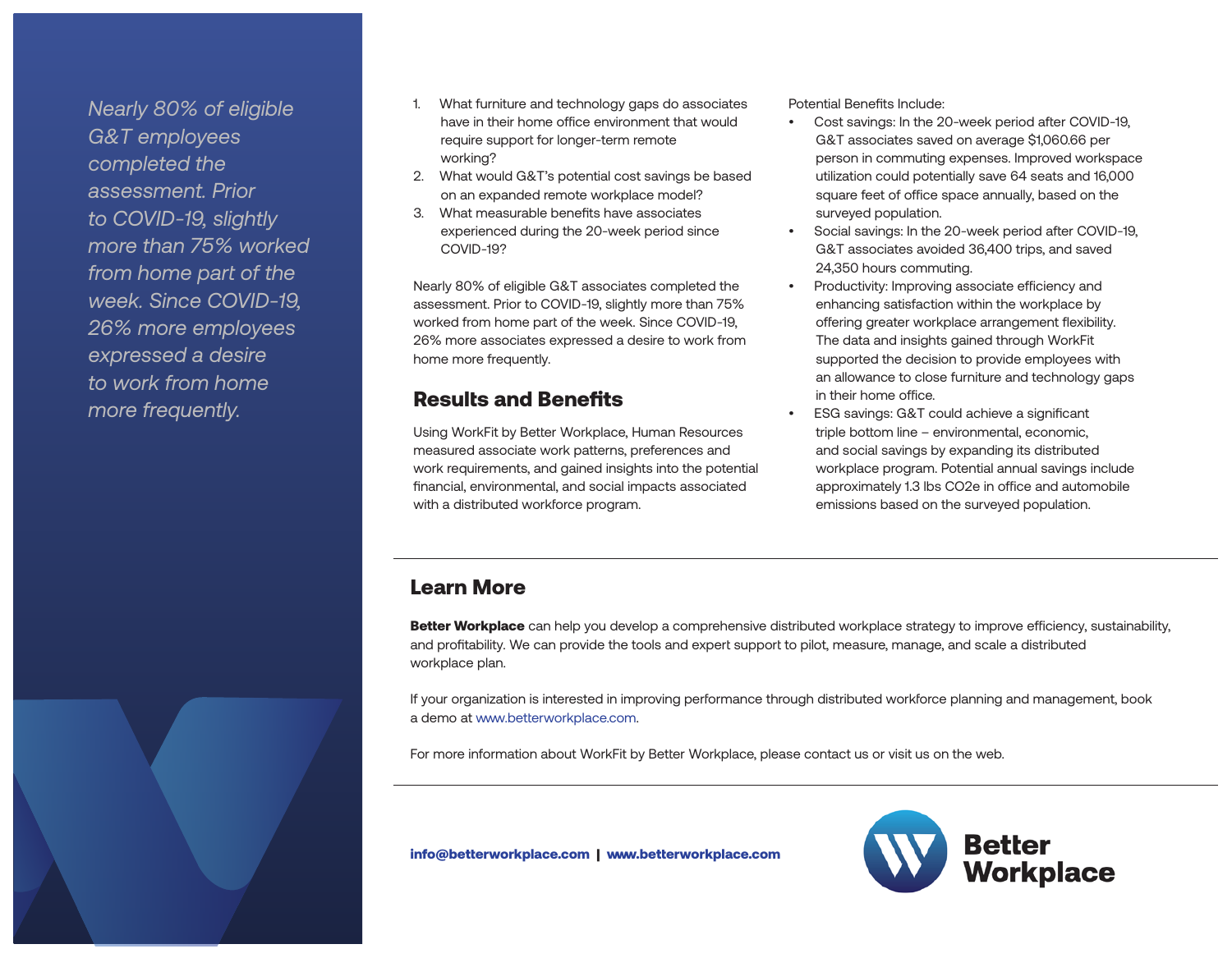*Nearly 80% of eligible G&T employees completed the assessment. Prior to COVID-19, slightly more than 75% worked from home part of the week. Since COVID-19, 26% more employees expressed a desire to work from home more frequently.*

1. What furniture and technology gaps do associates have in their home office environment that would require support for longer-term remote working?
2. What would G&T's potential cost savings be based on an expanded remote workplace model?
3. What measurable benefits have associates experienced during the 20-week period since COVID-19?

Nearly 80% of eligible G&T associates completed the assessment. Prior to COVID-19, slightly more than 75% worked from home part of the week. Since COVID-19, 26% more associates expressed a desire to work from home more frequently.

## Results and Benefits

Using WorkFit by Better Workplace, Human Resources measured associate work patterns, preferences and work requirements, and gained insights into the potential financial, environmental, and social impacts associated with a distributed workforce program.

Potential Benefits Include:

- Cost savings: In the 20-week period after COVID-19, G&T associates saved on average $1,060.66 per person in commuting expenses. Improved workspace utilization could potentially save 64 seats and 16,000 square feet of office space annually, based on the surveyed population.
- Social savings: In the 20-week period after COVID-19, G&T associates avoided 36,400 trips, and saved 24,350 hours commuting.
- Productivity: Improving associate efficiency and enhancing satisfaction within the workplace by offering greater workplace arrangement flexibility. The data and insights gained through WorkFit supported the decision to provide employees with an allowance to close furniture and technology gaps in their home office.
- ESG savings: G&T could achieve a significant triple bottom line – environmental, economic, and social savings by expanding its distributed workplace program. Potential annual savings include approximately 1.3 lbs CO2e in office and automobile emissions based on the surveyed population.

## Learn More

**Better Workplace** can help you develop a comprehensive distributed workplace strategy to improve efficiency, sustainability, and profitability. We can provide the tools and expert support to pilot, measure, manage, and scale a distributed workplace plan.

If your organization is interested in improving performance through distributed workforce planning and management, book a demo at www.betterworkplace.com.

For more information about WorkFit by Better Workplace, please contact us or visit us on the web.

**info@betterworkplace.com | www.betterworkplace.com**

**Better Workplace**